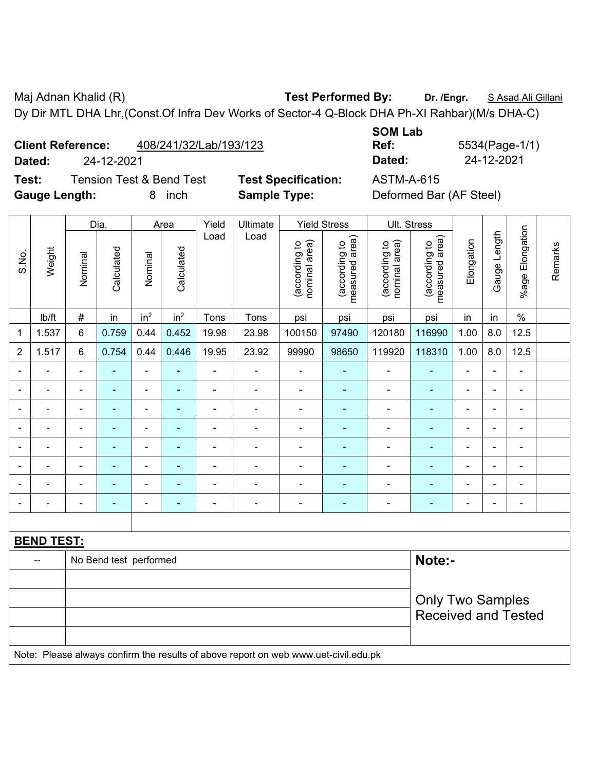Maj Adnan Khalid (R) **Test Performed By:** **Dr. /Engr.** S Asad Ali Gillani

Dy Dir MTL DHA Lhr,(Const.Of Infra Dev Works of Sector-4 Q-Block DHA Ph-XI Rahbar)(M/s DHA-C)

**Client Reference:** 408/241/32/Lab/193/123 **SOM Lab Ref:** 5534(Page-1/1)

**Dated:** 24-12-2021 **Dated:** 24-12-2021

**Test:** Tension Test & Bend Test **Test Specification:** ASTM-A-615

**Gauge Length:** 8 inch **Sample Type:** Deformed Bar (AF Steel)

| S.No. | Weight | Dia. | | Area | | Yield Load | Ultimate Load | Yield Stress | | Ult. Stress | | Elongation | Gauge Length | %age Elongation | Remarks |
|---|---|---|---|---|---|---|---|---|---|---|---|---|---|---|---|
| | | Nominal | Calculated | Nominal | Calculated | | | (according to nominal area) | (according to measured area) | (according to nominal area) | (according to measured area) | | | | |
| | lb/ft | # | in | $in^2$ | $in^2$ | Tons | Tons | psi | psi | psi | psi | in | in | % | |
| 1 | 1.537 | 6 | 0.759 | 0.44 | 0.452 | 19.98 | 23.98 | 100150 | 97490 | 120180 | 116990 | 1.00 | 8.0 | 12.5 | |
| 2 | 1.517 | 6 | 0.754 | 0.44 | 0.446 | 19.95 | 23.92 | 99990 | 98650 | 119920 | 118310 | 1.00 | 8.0 | 12.5 | |
| - | - | - | - | - | - | - | - | - | - | - | - | - | - | - | |
| - | - | - | - | - | - | - | - | - | - | - | - | - | - | - | |
| - | - | - | - | - | - | - | - | - | - | - | - | - | - | - | |
| - | - | - | - | - | - | - | - | - | - | - | - | - | - | - | |
| - | - | - | - | - | - | - | - | - | - | - | - | - | - | - | |
| - | - | - | - | - | - | - | - | - | - | - | - | - | - | - | |
| - | - | - | - | - | - | - | - | - | - | - | - | - | - | - | |
| - | - | - | - | - | - | - | - | - | - | - | - | - | - | - | |

**BEND TEST:**

| | | |
|---|---|---|
| -- | No Bend test performed | **Note:-** Only Two Samples Received and Tested |

Note: Please always confirm the results of above report on web www.uet-civil.edu.pk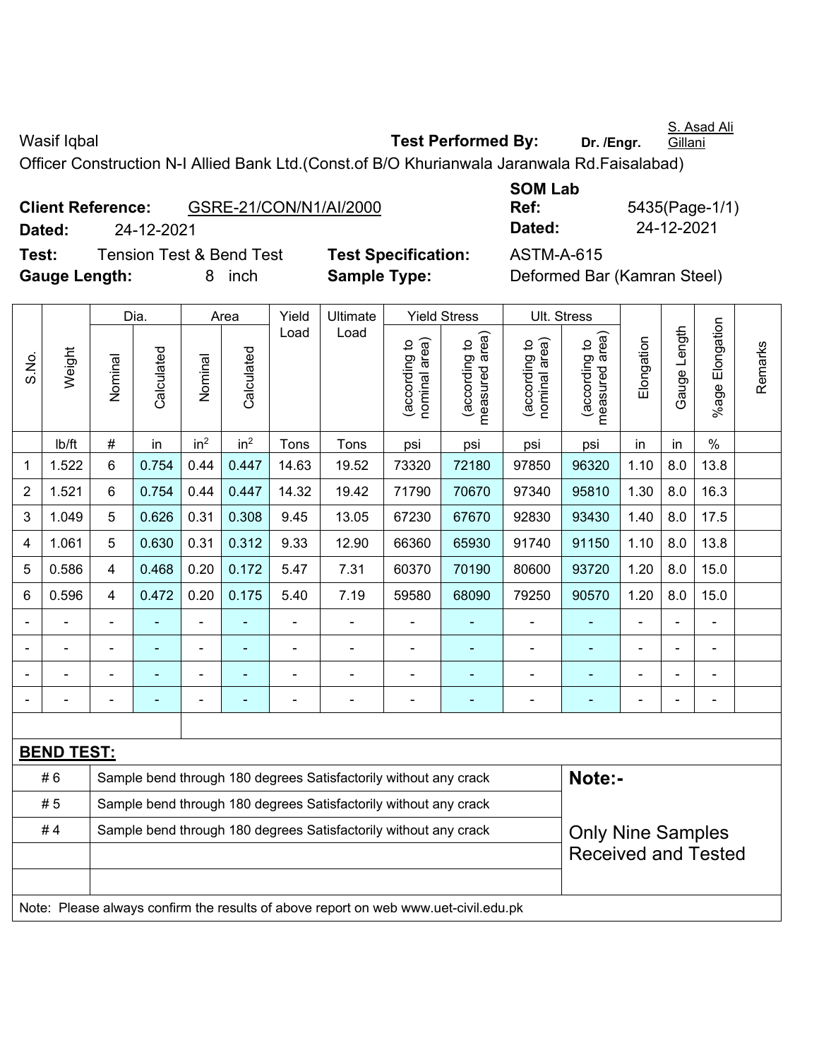Wasif Iqbal **Test Performed By:** **Dr. /Engr.** S. Asad Ali Gillani

Officer Construction N-I Allied Bank Ltd.(Const.of B/O Khurianwala Jaranwala Rd.Faisalabad)

**Client Reference:** GSRE-21/CON/N1/AI/2000 **SOM Lab Ref:** 5435(Page-1/1)

**Dated:** 24-12-2021 **Dated:** 24-12-2021

**Test:** Tension Test & Bend Test **Test Specification:** ASTM-A-615

**Gauge Length:** 8 inch **Sample Type:** Deformed Bar (Kamran Steel)

| S.No. | Weight | Dia. | | Area | | Yield Load | Ultimate Load | Yield Stress | | Ult. Stress | | Elongation | Gauge Length | %age Elongation | Remarks |
|---|---|---|---|---|---|---|---|---|---|---|---|---|---|---|---|
| | | Nominal | Calculated | Nominal | Calculated | | | (according to nominal area) | (according to measured area) | (according to nominal area) | (according to measured area) | | | | |
| | lb/ft | # | in | $in^2$ | $in^2$ | Tons | Tons | psi | psi | psi | psi | in | in | % | |
| 1 | 1.522 | 6 | 0.754 | 0.44 | 0.447 | 14.63 | 19.52 | 73320 | 72180 | 97850 | 96320 | 1.10 | 8.0 | 13.8 | |
| 2 | 1.521 | 6 | 0.754 | 0.44 | 0.447 | 14.32 | 19.42 | 71790 | 70670 | 97340 | 95810 | 1.30 | 8.0 | 16.3 | |
| 3 | 1.049 | 5 | 0.626 | 0.31 | 0.308 | 9.45 | 13.05 | 67230 | 67670 | 92830 | 93430 | 1.40 | 8.0 | 17.5 | |
| 4 | 1.061 | 5 | 0.630 | 0.31 | 0.312 | 9.33 | 12.90 | 66360 | 65930 | 91740 | 91150 | 1.10 | 8.0 | 13.8 | |
| 5 | 0.586 | 4 | 0.468 | 0.20 | 0.172 | 5.47 | 7.31 | 60370 | 70190 | 80600 | 93720 | 1.20 | 8.0 | 15.0 | |
| 6 | 0.596 | 4 | 0.472 | 0.20 | 0.175 | 5.40 | 7.19 | 59580 | 68090 | 79250 | 90570 | 1.20 | 8.0 | 15.0 | |
| - | - | - | - | - | - | - | - | - | - | - | - | - | - | - | |
| - | - | - | - | - | - | - | - | - | - | - | - | - | - | - | |
| - | - | - | - | - | - | - | - | - | - | - | - | - | - | - | |
| - | - | - | - | - | - | - | - | - | - | - | - | - | - | - | |

**BEND TEST:**

| | | |
|---|---|---|
| # 6 | Sample bend through 180 degrees Satisfactorily without any crack | **Note:-** |
| # 5 | Sample bend through 180 degrees Satisfactorily without any crack | |
| # 4 | Sample bend through 180 degrees Satisfactorily without any crack | Only Nine Samples Received and Tested |

Note: Please always confirm the results of above report on web www.uet-civil.edu.pk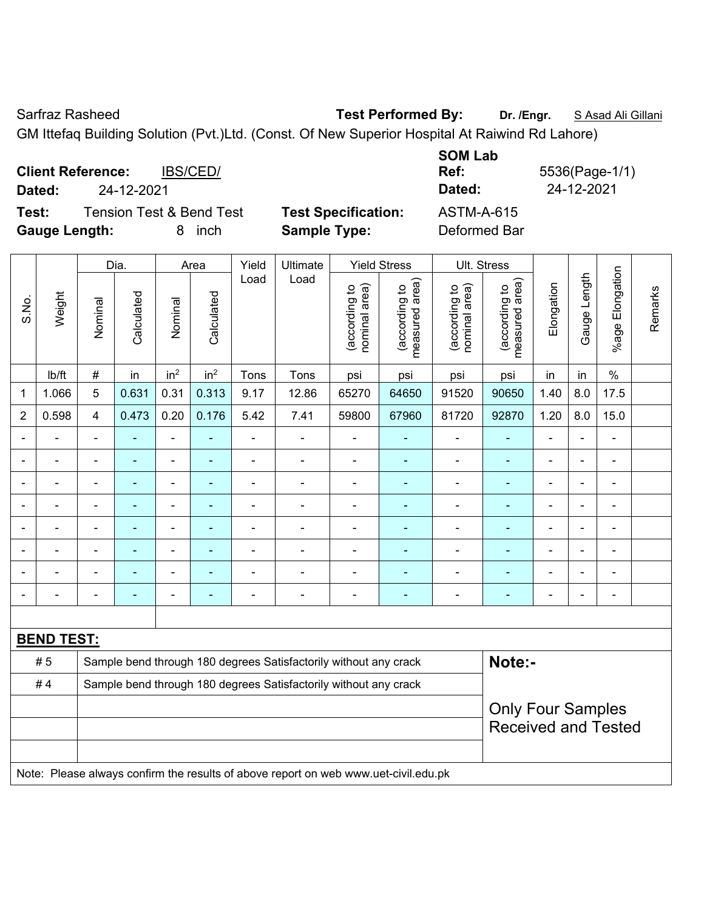Sarfraz Rasheed **Test Performed By:** **Dr. /Engr.** S Asad Ali Gillani

GM Ittefaq Building Solution (Pvt.)Ltd. (Const. Of New Superior Hospital At Raiwind Rd Lahore)

**Client Reference:** IBS/CED/

**Dated:** 24-12-2021

**SOM Lab Ref:** 5536(Page-1/1)

**Dated:** 24-12-2021

**Test:** Tension Test & Bend Test **Test Specification:** ASTM-A-615

**Gauge Length:** 8 inch **Sample Type:** Deformed Bar

| S.No. | Weight | Dia. | | Area | | Yield Load | Ultimate Load | Yield Stress | | Ult. Stress | | Elongation | Gauge Length | %age Elongation | Remarks |
|---|---|---|---|---|---|---|---|---|---|---|---|---|---|---|---|
| | | Nominal | Calculated | Nominal | Calculated | | | (according to nominal area) | (according to measured area) | (according to nominal area) | (according to measured area) | | | | |
| | lb/ft | # | in | in² | in² | Tons | Tons | psi | psi | psi | psi | in | in | % | |
| 1 | 1.066 | 5 | 0.631 | 0.31 | 0.313 | 9.17 | 12.86 | 65270 | 64650 | 91520 | 90650 | 1.40 | 8.0 | 17.5 | |
| 2 | 0.598 | 4 | 0.473 | 0.20 | 0.176 | 5.42 | 7.41 | 59800 | 67960 | 81720 | 92870 | 1.20 | 8.0 | 15.0 | |
| - | - | - | - | - | - | - | - | - | - | - | - | - | - | - | |
| - | - | - | - | - | - | - | - | - | - | - | - | - | - | - | |
| - | - | - | - | - | - | - | - | - | - | - | - | - | - | - | |
| - | - | - | - | - | - | - | - | - | - | - | - | - | - | - | |
| - | - | - | - | - | - | - | - | - | - | - | - | - | - | - | |
| - | - | - | - | - | - | - | - | - | - | - | - | - | - | - | |
| - | - | - | - | - | - | - | - | - | - | - | - | - | - | - | |
| - | - | - | - | - | - | - | - | - | - | - | - | - | - | - | |

**BEND TEST:**

| | |
|---|---|
| # 5 | Sample bend through 180 degrees Satisfactorily without any crack |
| # 4 | Sample bend through 180 degrees Satisfactorily without any crack |

**Note:-**

Only Four Samples Received and Tested

Note: Please always confirm the results of above report on web www.uet-civil.edu.pk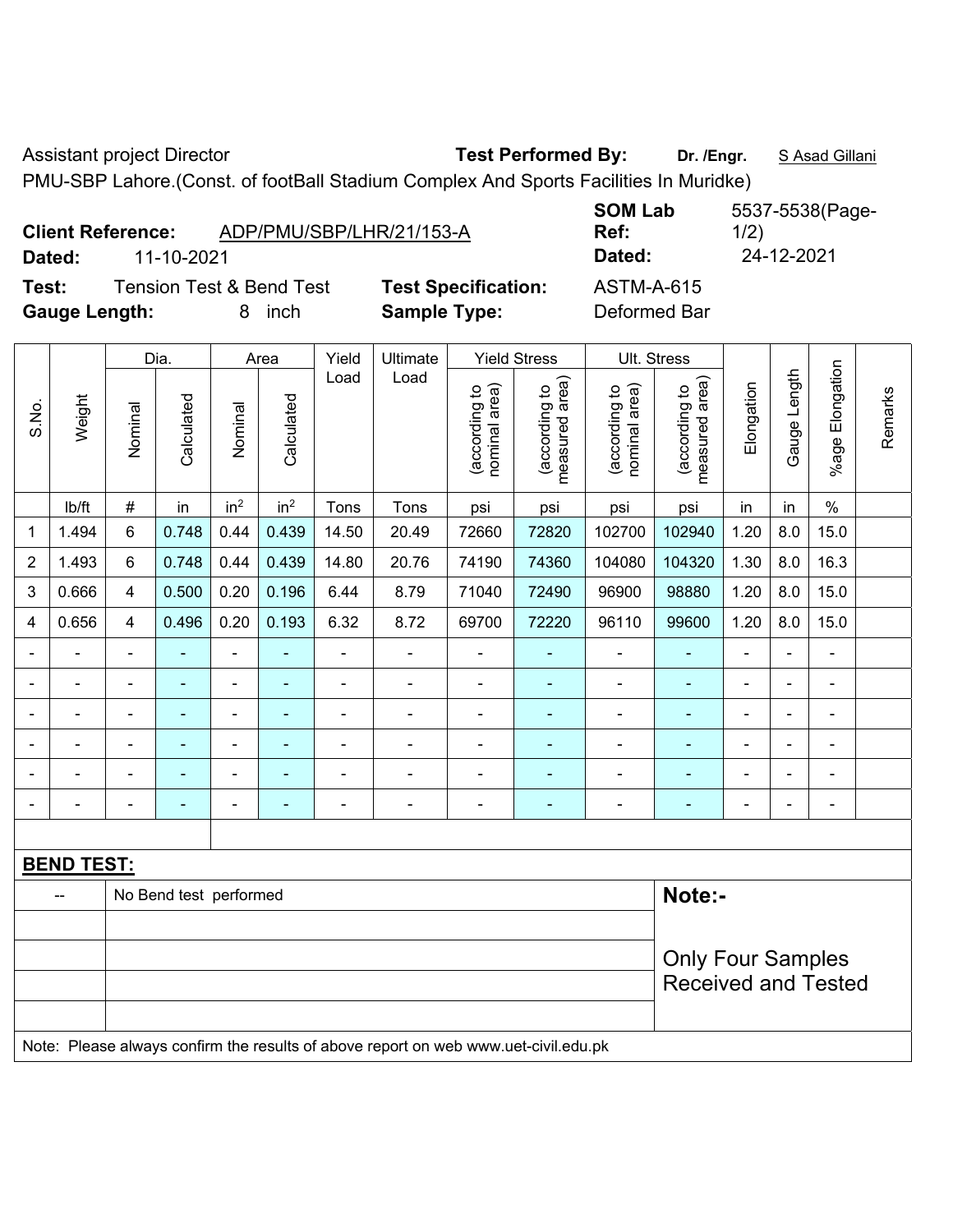Assistant project Director **Test Performed By:** **Dr. /Engr.** S Asad Gillani

PMU-SBP Lahore.(Const. of footBall Stadium Complex And Sports Facilities In Muridke)

**Client Reference:** ADP/PMU/SBP/LHR/21/153-A **SOM Lab Ref:** 5537-5538(Page-1/2)

**Dated:** 11-10-2021 **Dated:** 24-12-2021

**Test:** Tension Test & Bend Test **Test Specification:** ASTM-A-615

**Gauge Length:** 8 inch **Sample Type:** Deformed Bar

| S.No. | Weight | Dia. | | Area | | Yield Load | Ultimate Load | Yield Stress | | Ult. Stress | | Elongation | Gauge Length | %age Elongation | Remarks |
|---|---|---|---|---|---|---|---|---|---|---|---|---|---|---|---|
| | | Nominal | Calculated | Nominal | Calculated | | | (according to nominal area) | (according to measured area) | (according to nominal area) | (according to measured area) | | | | |
| | lb/ft | # | in | in$^2$ | in$^2$ | Tons | Tons | psi | psi | psi | psi | in | in | % | |
| 1 | 1.494 | 6 | 0.748 | 0.44 | 0.439 | 14.50 | 20.49 | 72660 | 72820 | 102700 | 102940 | 1.20 | 8.0 | 15.0 | |
| 2 | 1.493 | 6 | 0.748 | 0.44 | 0.439 | 14.80 | 20.76 | 74190 | 74360 | 104080 | 104320 | 1.30 | 8.0 | 16.3 | |
| 3 | 0.666 | 4 | 0.500 | 0.20 | 0.196 | 6.44 | 8.79 | 71040 | 72490 | 96900 | 98880 | 1.20 | 8.0 | 15.0 | |
| 4 | 0.656 | 4 | 0.496 | 0.20 | 0.193 | 6.32 | 8.72 | 69700 | 72220 | 96110 | 99600 | 1.20 | 8.0 | 15.0 | |
| - | - | - | - | - | - | - | - | - | - | - | - | - | - | - | |
| - | - | - | - | - | - | - | - | - | - | - | - | - | - | - | |
| - | - | - | - | - | - | - | - | - | - | - | - | - | - | - | |
| - | - | - | - | - | - | - | - | - | - | - | - | - | - | - | |
| - | - | - | - | - | - | - | - | - | - | - | - | - | - | - | |
| - | - | - | - | - | - | - | - | - | - | - | - | - | - | - | |

**BEND TEST:**

| -- | No Bend test performed |
|---|---|

**Note:-**

Only Four Samples Received and Tested

Note: Please always confirm the results of above report on web www.uet-civil.edu.pk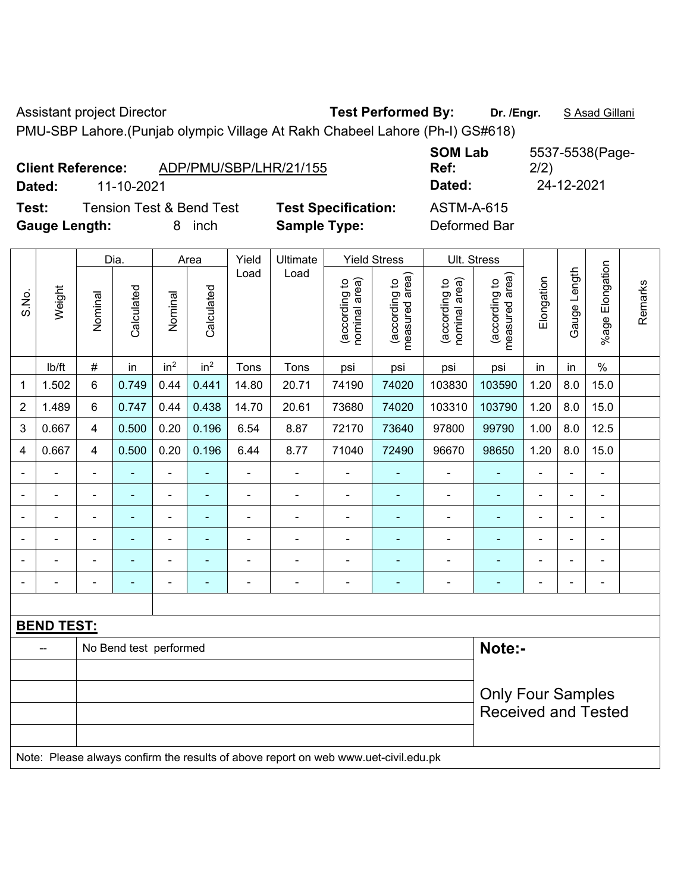Assistant project Director **Test Performed By:** **Dr. /Engr.** S Asad Gillani

PMU-SBP Lahore.(Punjab olympic Village At Rakh Chabeel Lahore (Ph-I) GS#618)

**Client Reference:** ADP/PMU/SBP/LHR/21/155 **SOM Lab Ref:** 5537-5538(Page-2/2)

**Dated:** 11-10-2021 **Dated:** 24-12-2021

**Test:** Tension Test & Bend Test **Test Specification:** ASTM-A-615

**Gauge Length:** 8 inch **Sample Type:** Deformed Bar

| S.No. | Weight | Dia. | | Area | | Yield Load | Ultimate Load | Yield Stress | | Ult. Stress | | Elongation | Gauge Length | %age Elongation | Remarks |
|---|---|---|---|---|---|---|---|---|---|---|---|---|---|---|---|
| | | Nominal | Calculated | Nominal | Calculated | | | (according to nominal area) | (according to measured area) | (according to nominal area) | (according to measured area) | | | | |
| | lb/ft | # | in | $in^2$ | $in^2$ | Tons | Tons | psi | psi | psi | psi | in | in | % | |
| 1 | 1.502 | 6 | 0.749 | 0.44 | 0.441 | 14.80 | 20.71 | 74190 | 74020 | 103830 | 103590 | 1.20 | 8.0 | 15.0 | |
| 2 | 1.489 | 6 | 0.747 | 0.44 | 0.438 | 14.70 | 20.61 | 73680 | 74020 | 103310 | 103790 | 1.20 | 8.0 | 15.0 | |
| 3 | 0.667 | 4 | 0.500 | 0.20 | 0.196 | 6.54 | 8.87 | 72170 | 73640 | 97800 | 99790 | 1.00 | 8.0 | 12.5 | |
| 4 | 0.667 | 4 | 0.500 | 0.20 | 0.196 | 6.44 | 8.77 | 71040 | 72490 | 96670 | 98650 | 1.20 | 8.0 | 15.0 | |
| - | - | - | - | - | - | - | - | - | - | - | - | - | - | - | |
| - | - | - | - | - | - | - | - | - | - | - | - | - | - | - | |
| - | - | - | - | - | - | - | - | - | - | - | - | - | - | - | |
| - | - | - | - | - | - | - | - | - | - | - | - | - | - | - | |
| - | - | - | - | - | - | - | - | - | - | - | - | - | - | - | |
| - | - | - | - | - | - | - | - | - | - | - | - | - | - | - | |

**BEND TEST:**

| -- | No Bend test performed |
|---|---|

**Note:-**

Only Four Samples Received and Tested

Note: Please always confirm the results of above report on web www.uet-civil.edu.pk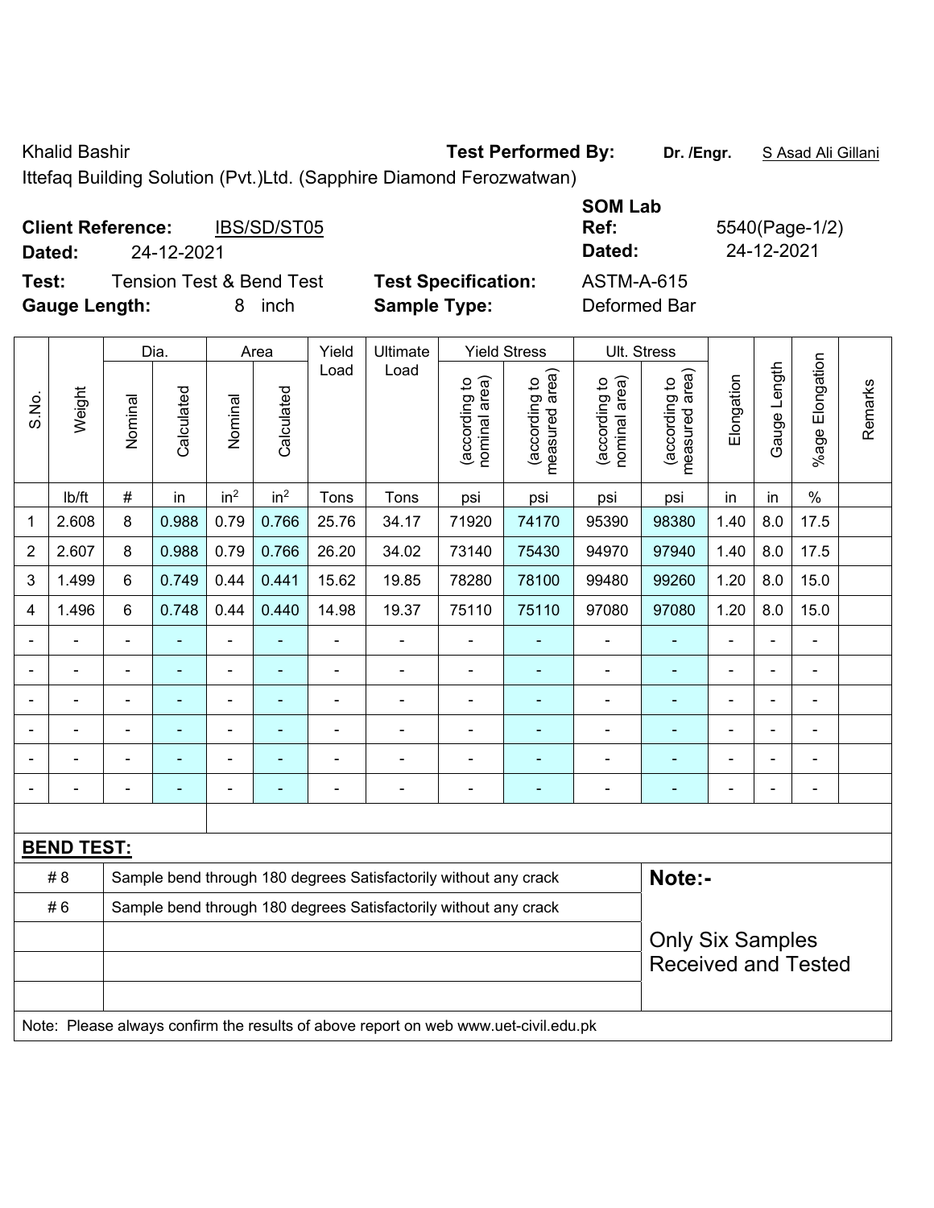Khalid Bashir

Ittefaq Building Solution (Pvt.)Ltd. (Sapphire Diamond Ferozwatwan)

**Test Performed By:** **Dr. /Engr.** S Asad Ali Gillani

**Client Reference:** IBS/SD/ST05

**Dated:** 24-12-2021

**SOM Lab Ref:** 5540(Page-1/2)

**Dated:** 24-12-2021

**Test:** Tension Test & Bend Test

**Test Specification:** ASTM-A-615

**Gauge Length:** 8 inch

**Sample Type:** Deformed Bar

| S.No. | Weight | Dia. | | Area | | Yield Load | Ultimate Load | Yield Stress | | Ult. Stress | | Elongation | Gauge Length | %age Elongation | Remarks |
|---|---|---|---|---|---|---|---|---|---|---|---|---|---|---|---|
| | | Nominal | Calculated | Nominal | Calculated | | | (according to nominal area) | (according to measured area) | (according to nominal area) | (according to measured area) | | | | |
| | lb/ft | # | in | $in^2$ | $in^2$ | Tons | Tons | psi | psi | psi | psi | in | in | % | |
| 1 | 2.608 | 8 | 0.988 | 0.79 | 0.766 | 25.76 | 34.17 | 71920 | 74170 | 95390 | 98380 | 1.40 | 8.0 | 17.5 | |
| 2 | 2.607 | 8 | 0.988 | 0.79 | 0.766 | 26.20 | 34.02 | 73140 | 75430 | 94970 | 97940 | 1.40 | 8.0 | 17.5 | |
| 3 | 1.499 | 6 | 0.749 | 0.44 | 0.441 | 15.62 | 19.85 | 78280 | 78100 | 99480 | 99260 | 1.20 | 8.0 | 15.0 | |
| 4 | 1.496 | 6 | 0.748 | 0.44 | 0.440 | 14.98 | 19.37 | 75110 | 75110 | 97080 | 97080 | 1.20 | 8.0 | 15.0 | |
| - | - | - | - | - | - | - | - | - | - | - | - | - | - | - | |
| - | - | - | - | - | - | - | - | - | - | - | - | - | - | - | |
| - | - | - | - | - | - | - | - | - | - | - | - | - | - | - | |
| - | - | - | - | - | - | - | - | - | - | - | - | - | - | - | |
| - | - | - | - | - | - | - | - | - | - | - | - | - | - | - | |
| - | - | - | - | - | - | - | - | - | - | - | - | - | - | - | |

**BEND TEST:**

| | | |
|---|---|---|
| # 8 | Sample bend through 180 degrees Satisfactorily without any crack | **Note:-** |
| # 6 | Sample bend through 180 degrees Satisfactorily without any crack | Only Six Samples Received and Tested |

Note: Please always confirm the results of above report on web www.uet-civil.edu.pk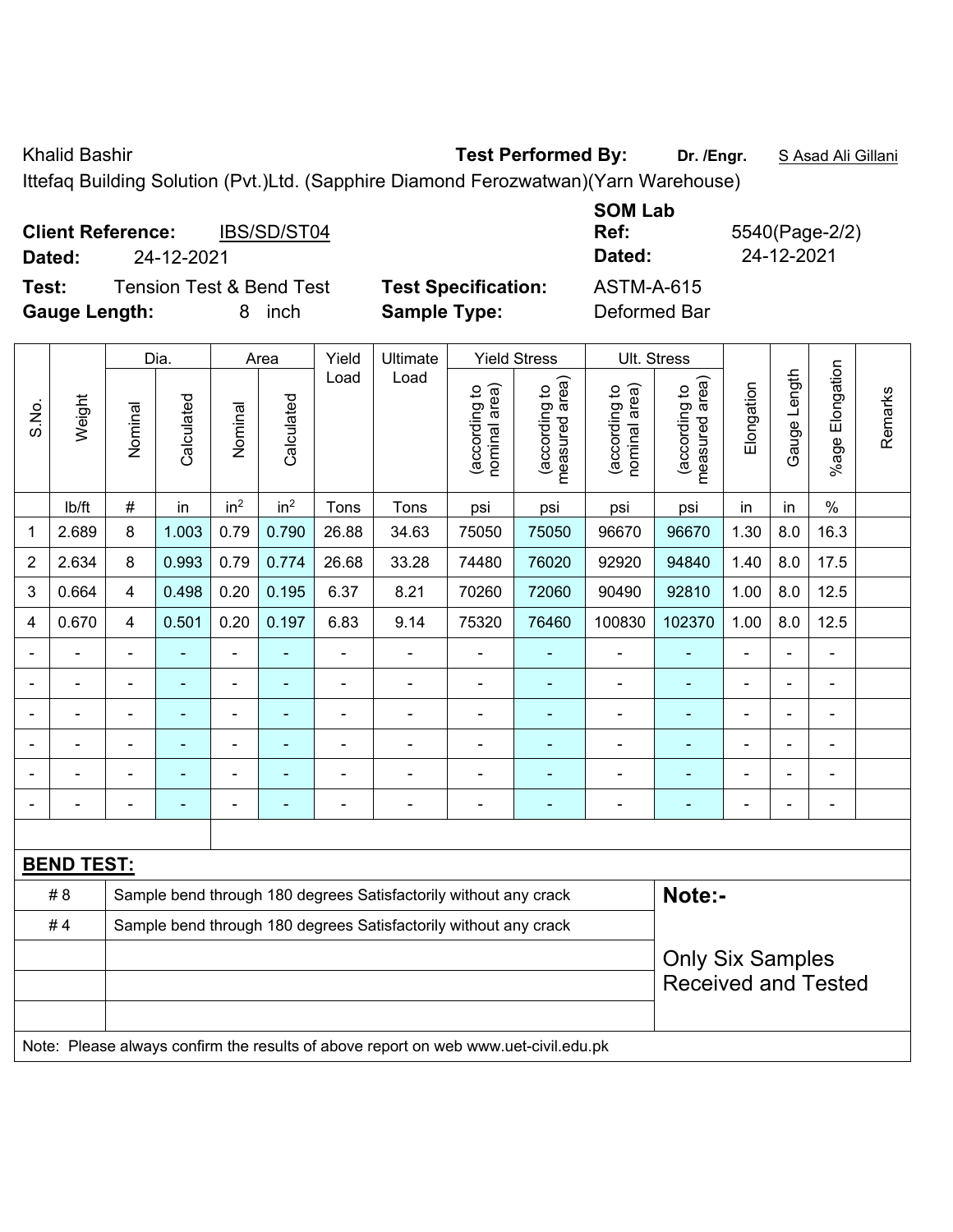Khalid Bashir **Test Performed By:** **Dr. /Engr.** S Asad Ali Gillani

Ittefaq Building Solution (Pvt.)Ltd. (Sapphire Diamond Ferozwatwan)(Yarn Warehouse)

**Client Reference:** IBS/SD/ST04 **SOM Lab Ref:** 5540(Page-2/2)

**Dated:** 24-12-2021 **Dated:** 24-12-2021

**Test:** Tension Test & Bend Test **Test Specification:** ASTM-A-615

**Gauge Length:** 8 inch **Sample Type:** Deformed Bar

| S.No. | Weight | Dia. | | Area | | Yield Load | Ultimate Load | Yield Stress | | Ult. Stress | | Elongation | Gauge Length | %age Elongation | Remarks |
|---|---|---|---|---|---|---|---|---|---|---|---|---|---|---|---|
| | | Nominal | Calculated | Nominal | Calculated | | | (according to nominal area) | (according to measured area) | (according to nominal area) | (according to measured area) | | | | |
| | lb/ft | # | in | $in^2$ | $in^2$ | Tons | Tons | psi | psi | psi | psi | in | in | % | |
| 1 | 2.689 | 8 | 1.003 | 0.79 | 0.790 | 26.88 | 34.63 | 75050 | 75050 | 96670 | 96670 | 1.30 | 8.0 | 16.3 | |
| 2 | 2.634 | 8 | 0.993 | 0.79 | 0.774 | 26.68 | 33.28 | 74480 | 76020 | 92920 | 94840 | 1.40 | 8.0 | 17.5 | |
| 3 | 0.664 | 4 | 0.498 | 0.20 | 0.195 | 6.37 | 8.21 | 70260 | 72060 | 90490 | 92810 | 1.00 | 8.0 | 12.5 | |
| 4 | 0.670 | 4 | 0.501 | 0.20 | 0.197 | 6.83 | 9.14 | 75320 | 76460 | 100830 | 102370 | 1.00 | 8.0 | 12.5 | |
| - | - | - | - | - | - | - | - | - | - | - | - | - | - | - | |
| - | - | - | - | - | - | - | - | - | - | - | - | - | - | - | |
| - | - | - | - | - | - | - | - | - | - | - | - | - | - | - | |
| - | - | - | - | - | - | - | - | - | - | - | - | - | - | - | |
| - | - | - | - | - | - | - | - | - | - | - | - | - | - | - | |
| - | - | - | - | - | - | - | - | - | - | - | - | - | - | - | |

**BEND TEST:**

| | | |
|---|---|---|
| # 8 | Sample bend through 180 degrees Satisfactorily without any crack | **Note:-** |
| # 4 | Sample bend through 180 degrees Satisfactorily without any crack | Only Six Samples Received and Tested |

Note: Please always confirm the results of above report on web www.uet-civil.edu.pk